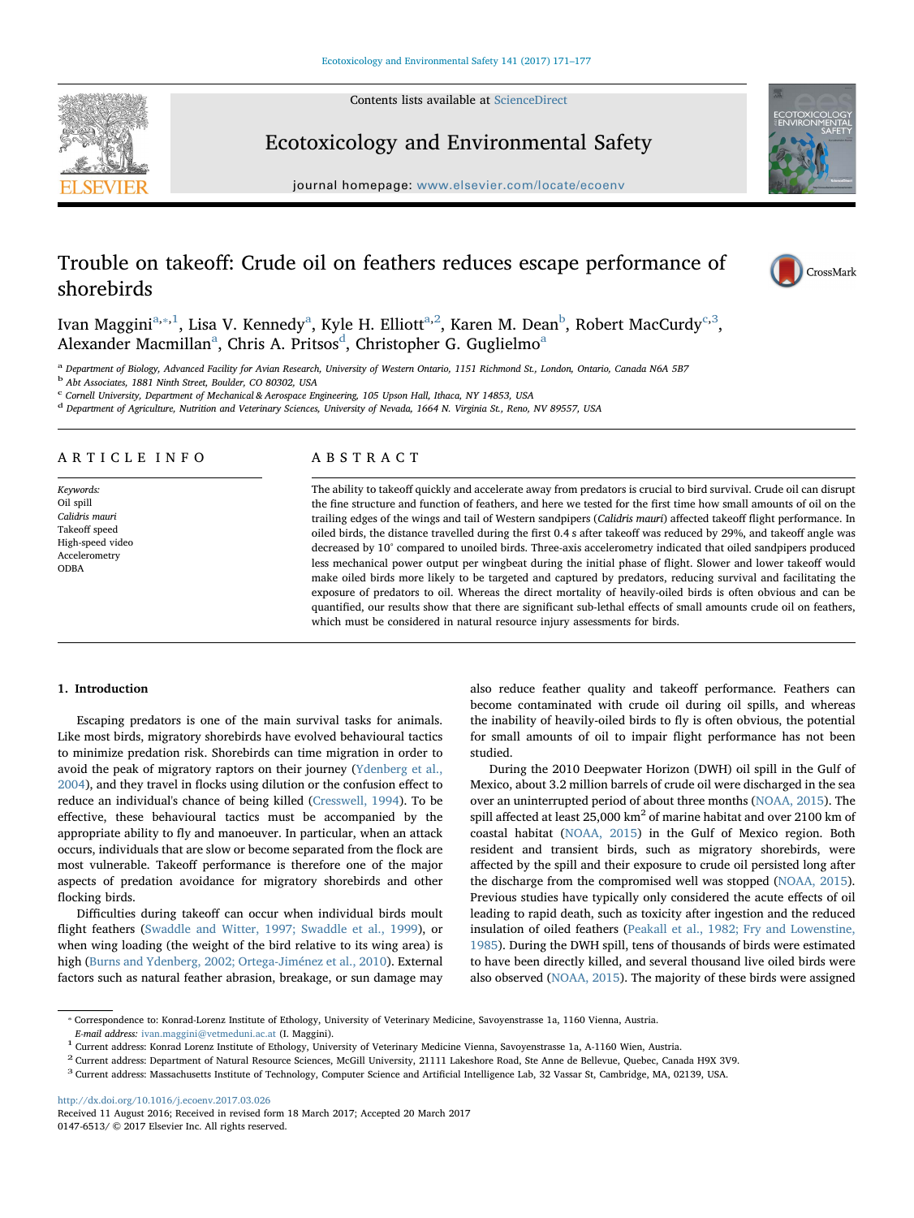# Trouble on takeoff: Crude oil on feathers reduces escape performance of shorebirds

Ivan Maggini[a,*,1], Lisa V. Kennedy[a], Kyle H. Elliott[a,2], Karen M. Dean[b], Robert MacCurdy[c,3], Alexander Macmillan[a], Chris A. Pritsos[d], Christopher G. Guglielmo[a]

[a] Department of Biology, Advanced Facility for Avian Research, University of Western Ontario, 1151 Richmond St., London, Ontario, Canada N6A 5B7
[b] Abt Associates, 1881 Ninth Street, Boulder, CO 80302, USA
[c] Cornell University, Department of Mechanical & Aerospace Engineering, 105 Upson Hall, Ithaca, NY 14853, USA
[d] Department of Agriculture, Nutrition and Veterinary Sciences, University of Nevada, 1664 N. Virginia St., Reno, NV 89557, USA

## ARTICLE INFO

*Keywords:*
Oil spill
*Calidris mauri*
Takeoff speed
High-speed video
Accelerometry
ODBA

## ABSTRACT

The ability to takeoff quickly and accelerate away from predators is crucial to bird survival. Crude oil can disrupt the fine structure and function of feathers, and here we tested for the first time how small amounts of oil on the trailing edges of the wings and tail of Western sandpipers (*Calidris mauri*) affected takeoff flight performance. In oiled birds, the distance travelled during the first 0.4 s after takeoff was reduced by 29%, and takeoff angle was decreased by 10° compared to unoiled birds. Three-axis accelerometry indicated that oiled sandpipers produced less mechanical power output per wingbeat during the initial phase of flight. Slower and lower takeoff would make oiled birds more likely to be targeted and captured by predators, reducing survival and facilitating the exposure of predators to oil. Whereas the direct mortality of heavily-oiled birds is often obvious and can be quantified, our results show that there are significant sub-lethal effects of small amounts crude oil on feathers, which must be considered in natural resource injury assessments for birds.

## 1. Introduction

Escaping predators is one of the main survival tasks for animals. Like most birds, migratory shorebirds have evolved behavioural tactics to minimize predation risk. Shorebirds can time migration in order to avoid the peak of migratory raptors on their journey (Ydenberg et al., 2004), and they travel in flocks using dilution or the confusion effect to reduce an individual's chance of being killed (Cresswell, 1994). To be effective, these behavioural tactics must be accompanied by the appropriate ability to fly and manoeuver. In particular, when an attack occurs, individuals that are slow or become separated from the flock are most vulnerable. Takeoff performance is therefore one of the major aspects of predation avoidance for migratory shorebirds and other flocking birds.

Difficulties during takeoff can occur when individual birds moult flight feathers (Swaddle and Witter, 1997; Swaddle et al., 1999), or when wing loading (the weight of the bird relative to its wing area) is high (Burns and Ydenberg, 2002; Ortega-Jiménez et al., 2010). External factors such as natural feather abrasion, breakage, or sun damage may also reduce feather quality and takeoff performance. Feathers can become contaminated with crude oil during oil spills, and whereas the inability of heavily-oiled birds to fly is often obvious, the potential for small amounts of oil to impair flight performance has not been studied.

During the 2010 Deepwater Horizon (DWH) oil spill in the Gulf of Mexico, about 3.2 million barrels of crude oil were discharged in the sea over an uninterrupted period of about three months (NOAA, 2015). The spill affected at least 25,000 km$^2$ of marine habitat and over 2100 km of coastal habitat (NOAA, 2015) in the Gulf of Mexico region. Both resident and transient birds, such as migratory shorebirds, were affected by the spill and their exposure to crude oil persisted long after the discharge from the compromised well was stopped (NOAA, 2015). Previous studies have typically only considered the acute effects of oil leading to rapid death, such as toxicity after ingestion and the reduced insulation of oiled feathers (Peakall et al., 1982; Fry and Lowenstine, 1985). During the DWH spill, tens of thousands of birds were estimated to have been directly killed, and several thousand live oiled birds were also observed (NOAA, 2015). The majority of these birds were assigned

* Correspondence to: Konrad-Lorenz Institute of Ethology, University of Veterinary Medicine, Savoyenstrasse 1a, 1160 Vienna, Austria.
*E-mail address:* ivan.maggini@vetmeduni.ac.at (I. Maggini).
[1] Current address: Konrad Lorenz Institute of Ethology, University of Veterinary Medicine Vienna, Savoyenstrasse 1a, A-1160 Wien, Austria.
[2] Current address: Department of Natural Resource Sciences, McGill University, 21111 Lakeshore Road, Ste Anne de Bellevue, Quebec, Canada H9X 3V9.
[3] Current address: Massachusetts Institute of Technology, Computer Science and Artificial Intelligence Lab, 32 Vassar St, Cambridge, MA, 02139, USA.

http://dx.doi.org/10.1016/j.ecoenv.2017.03.026
Received 11 August 2016; Received in revised form 18 March 2017; Accepted 20 March 2017
0147-6513/ © 2017 Elsevier Inc. All rights reserved.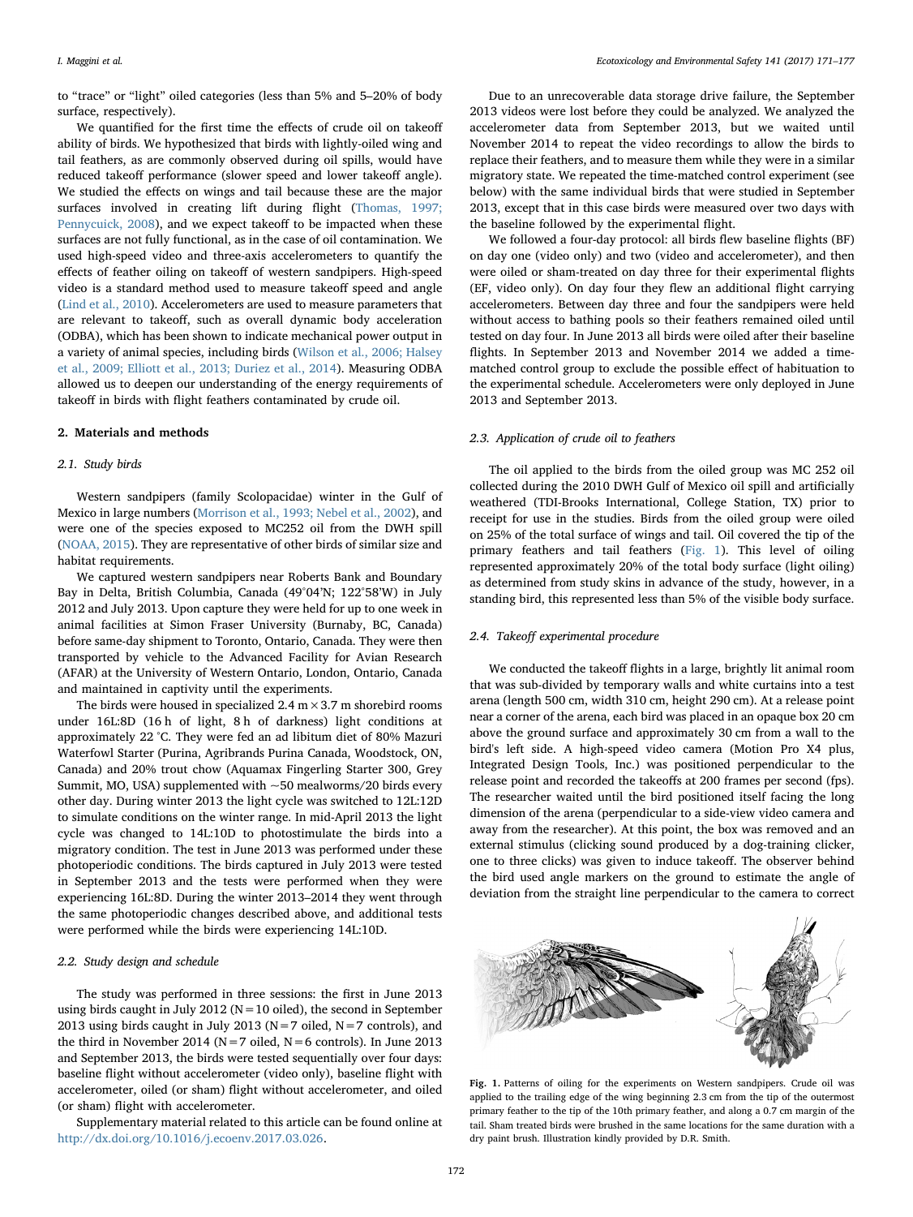to "trace" or "light" oiled categories (less than 5% and 5–20% of body surface, respectively).

We quantified for the first time the effects of crude oil on takeoff ability of birds. We hypothesized that birds with lightly-oiled wing and tail feathers, as are commonly observed during oil spills, would have reduced takeoff performance (slower speed and lower takeoff angle). We studied the effects on wings and tail because these are the major surfaces involved in creating lift during flight (Thomas, 1997; Pennycuick, 2008), and we expect takeoff to be impacted when these surfaces are not fully functional, as in the case of oil contamination. We used high-speed video and three-axis accelerometers to quantify the effects of feather oiling on takeoff of western sandpipers. High-speed video is a standard method used to measure takeoff speed and angle (Lind et al., 2010). Accelerometers are used to measure parameters that are relevant to takeoff, such as overall dynamic body acceleration (ODBA), which has been shown to indicate mechanical power output in a variety of animal species, including birds (Wilson et al., 2006; Halsey et al., 2009; Elliott et al., 2013; Duriez et al., 2014). Measuring ODBA allowed us to deepen our understanding of the energy requirements of takeoff in birds with flight feathers contaminated by crude oil.

## 2. Materials and methods

### 2.1. Study birds

Western sandpipers (family Scolopacidae) winter in the Gulf of Mexico in large numbers (Morrison et al., 1993; Nebel et al., 2002), and were one of the species exposed to MC252 oil from the DWH spill (NOAA, 2015). They are representative of other birds of similar size and habitat requirements.

We captured western sandpipers near Roberts Bank and Boundary Bay in Delta, British Columbia, Canada (49°04'N; 122°58'W) in July 2012 and July 2013. Upon capture they were held for up to one week in animal facilities at Simon Fraser University (Burnaby, BC, Canada) before same-day shipment to Toronto, Ontario, Canada. They were then transported by vehicle to the Advanced Facility for Avian Research (AFAR) at the University of Western Ontario, London, Ontario, Canada and maintained in captivity until the experiments.

The birds were housed in specialized 2.4 m × 3.7 m shorebird rooms under 16L:8D (16 h of light, 8 h of darkness) light conditions at approximately 22 °C. They were fed an ad libitum diet of 80% Mazuri Waterfowl Starter (Purina, Agribrands Purina Canada, Woodstock, ON, Canada) and 20% trout chow (Aquamax Fingerling Starter 300, Grey Summit, MO, USA) supplemented with ~50 mealworms/20 birds every other day. During winter 2013 the light cycle was switched to 12L:12D to simulate conditions on the winter range. In mid-April 2013 the light cycle was changed to 14L:10D to photostimulate the birds into a migratory condition. The test in June 2013 was performed under these photoperiodic conditions. The birds captured in July 2013 were tested in September 2013 and the tests were performed when they were experiencing 16L:8D. During the winter 2013–2014 they went through the same photoperiodic changes described above, and additional tests were performed while the birds were experiencing 14L:10D.

### 2.2. Study design and schedule

The study was performed in three sessions: the first in June 2013 using birds caught in July 2012 (N = 10 oiled), the second in September 2013 using birds caught in July 2013 (N = 7 oiled, N = 7 controls), and the third in November 2014 (N = 7 oiled, N = 6 controls). In June 2013 and September 2013, the birds were tested sequentially over four days: baseline flight without accelerometer (video only), baseline flight with accelerometer, oiled (or sham) flight without accelerometer, and oiled (or sham) flight with accelerometer.

Supplementary material related to this article can be found online at http://dx.doi.org/10.1016/j.ecoenv.2017.03.026.

Due to an unrecoverable data storage drive failure, the September 2013 videos were lost before they could be analyzed. We analyzed the accelerometer data from September 2013, but we waited until November 2014 to repeat the video recordings to allow the birds to replace their feathers, and to measure them while they were in a similar migratory state. We repeated the time-matched control experiment (see below) with the same individual birds that were studied in September 2013, except that in this case birds were measured over two days with the baseline followed by the experimental flight.

We followed a four-day protocol: all birds flew baseline flights (BF) on day one (video only) and two (video and accelerometer), and then were oiled or sham-treated on day three for their experimental flights (EF, video only). On day four they flew an additional flight carrying accelerometers. Between day three and four the sandpipers were held without access to bathing pools so their feathers remained oiled until tested on day four. In June 2013 all birds were oiled after their baseline flights. In September 2013 and November 2014 we added a time-matched control group to exclude the possible effect of habituation to the experimental schedule. Accelerometers were only deployed in June 2013 and September 2013.

### 2.3. Application of crude oil to feathers

The oil applied to the birds from the oiled group was MC 252 oil collected during the 2010 DWH Gulf of Mexico oil spill and artificially weathered (TDI-Brooks International, College Station, TX) prior to receipt for use in the studies. Birds from the oiled group were oiled on 25% of the total surface of wings and tail. Oil covered the tip of the primary feathers and tail feathers (Fig. 1). This level of oiling represented approximately 20% of the total body surface (light oiling) as determined from study skins in advance of the study, however, in a standing bird, this represented less than 5% of the visible body surface.

### 2.4. Takeoff experimental procedure

We conducted the takeoff flights in a large, brightly lit animal room that was sub-divided by temporary walls and white curtains into a test arena (length 500 cm, width 310 cm, height 290 cm). At a release point near a corner of the arena, each bird was placed in an opaque box 20 cm above the ground surface and approximately 30 cm from a wall to the bird's left side. A high-speed video camera (Motion Pro X4 plus, Integrated Design Tools, Inc.) was positioned perpendicular to the release point and recorded the takeoffs at 200 frames per second (fps). The researcher waited until the bird positioned itself facing the long dimension of the arena (perpendicular to a side-view video camera and away from the researcher). At this point, the box was removed and an external stimulus (clicking sound produced by a dog-training clicker, one to three clicks) was given to induce takeoff. The observer behind the bird used angle markers on the ground to estimate the angle of deviation from the straight line perpendicular to the camera to correct

**Fig. 1.** Patterns of oiling for the experiments on Western sandpipers. Crude oil was applied to the trailing edge of the wing beginning 2.3 cm from the tip of the outermost primary feather to the tip of the 10th primary feather, and along a 0.7 cm margin of the tail. Sham treated birds were brushed in the same locations for the same duration with a dry paint brush. Illustration kindly provided by D.R. Smith.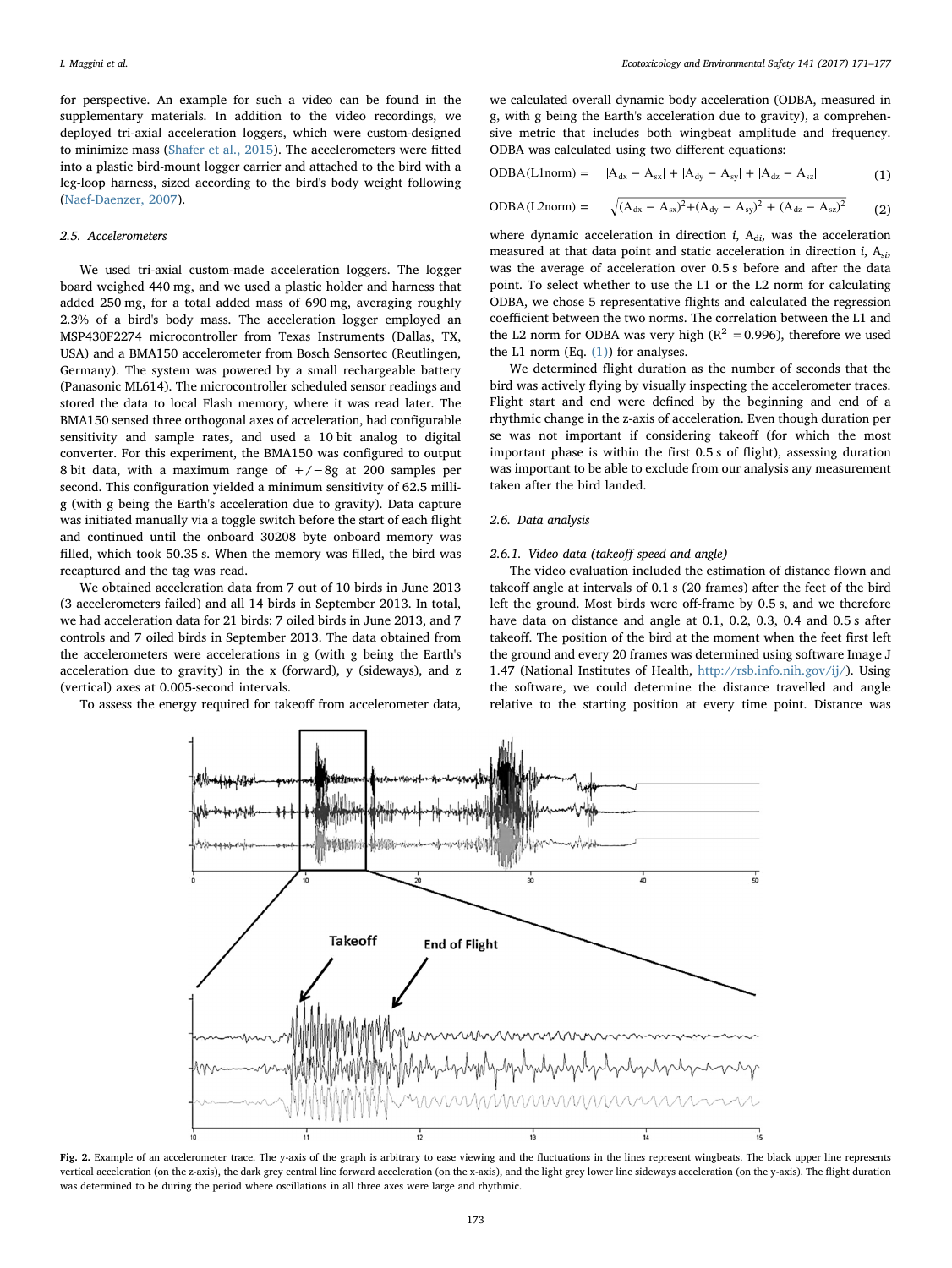for perspective. An example for such a video can be found in the supplementary materials. In addition to the video recordings, we deployed tri-axial acceleration loggers, which were custom-designed to minimize mass (Shafer et al., 2015). The accelerometers were fitted into a plastic bird-mount logger carrier and attached to the bird with a leg-loop harness, sized according to the bird's body weight following (Naef-Daenzer, 2007).

### 2.5. Accelerometers

We used tri-axial custom-made acceleration loggers. The logger board weighed 440 mg, and we used a plastic holder and harness that added 250 mg, for a total added mass of 690 mg, averaging roughly 2.3% of a bird's body mass. The acceleration logger employed an MSP430F2274 microcontroller from Texas Instruments (Dallas, TX, USA) and a BMA150 accelerometer from Bosch Sensortec (Reutlingen, Germany). The system was powered by a small rechargeable battery (Panasonic ML614). The microcontroller scheduled sensor readings and stored the data to local Flash memory, where it was read later. The BMA150 sensed three orthogonal axes of acceleration, had configurable sensitivity and sample rates, and used a 10 bit analog to digital converter. For this experiment, the BMA150 was configured to output 8 bit data, with a maximum range of +/−8g at 200 samples per second. This configuration yielded a minimum sensitivity of 62.5 milli-g (with g being the Earth's acceleration due to gravity). Data capture was initiated manually via a toggle switch before the start of each flight and continued until the onboard 30208 byte onboard memory was filled, which took 50.35 s. When the memory was filled, the bird was recaptured and the tag was read.

We obtained acceleration data from 7 out of 10 birds in June 2013 (3 accelerometers failed) and all 14 birds in September 2013. In total, we had acceleration data for 21 birds: 7 oiled birds in June 2013, and 7 controls and 7 oiled birds in September 2013. The data obtained from the accelerometers were accelerations in g (with g being the Earth's acceleration due to gravity) in the x (forward), y (sideways), and z (vertical) axes at 0.005-second intervals.

To assess the energy required for takeoff from accelerometer data, we calculated overall dynamic body acceleration (ODBA, measured in g, with g being the Earth's acceleration due to gravity), a comprehensive metric that includes both wingbeat amplitude and frequency. ODBA was calculated using two different equations:

$$\mathrm{ODBA(L1norm)} = |A_{dx} - A_{sx}| + |A_{dy} - A_{sy}| + |A_{dz} - A_{sz}| \quad (1)$$

$$\mathrm{ODBA(L2norm)} = \sqrt{(A_{dx} - A_{sx})^2 + (A_{dy} - A_{sy})^2 + (A_{dz} - A_{sz})^2} \quad (2)$$

where dynamic acceleration in direction $i$, $A_{di}$, was the acceleration measured at that data point and static acceleration in direction $i$, $A_{si}$, was the average of acceleration over 0.5 s before and after the data point. To select whether to use the L1 or the L2 norm for calculating ODBA, we chose 5 representative flights and calculated the regression coefficient between the two norms. The correlation between the L1 and the L2 norm for ODBA was very high ($R^2$ = 0.996), therefore we used the L1 norm (Eq. (1)) for analyses.

We determined flight duration as the number of seconds that the bird was actively flying by visually inspecting the accelerometer traces. Flight start and end were defined by the beginning and end of a rhythmic change in the z-axis of acceleration. Even though duration per se was not important if considering takeoff (for which the most important phase is within the first 0.5 s of flight), assessing duration was important to be able to exclude from our analysis any measurement taken after the bird landed.

### 2.6. Data analysis

#### 2.6.1. Video data (takeoff speed and angle)

The video evaluation included the estimation of distance flown and takeoff angle at intervals of 0.1 s (20 frames) after the feet of the bird left the ground. Most birds were off-frame by 0.5 s, and we therefore have data on distance and angle at 0.1, 0.2, 0.3, 0.4 and 0.5 s after takeoff. The position of the bird at the moment when the feet first left the ground and every 20 frames was determined using software Image J 1.47 (National Institutes of Health, http://rsb.info.nih.gov/ij/). Using the software, we could determine the distance travelled and angle relative to the starting position at every time point. Distance was

**Fig. 2.** Example of an accelerometer trace. The y-axis of the graph is arbitrary to ease viewing and the fluctuations in the lines represent wingbeats. The black upper line represents vertical acceleration (on the z-axis), the dark grey central line forward acceleration (on the x-axis), and the light grey lower line sideways acceleration (on the y-axis). The flight duration was determined to be during the period where oscillations in all three axes were large and rhythmic.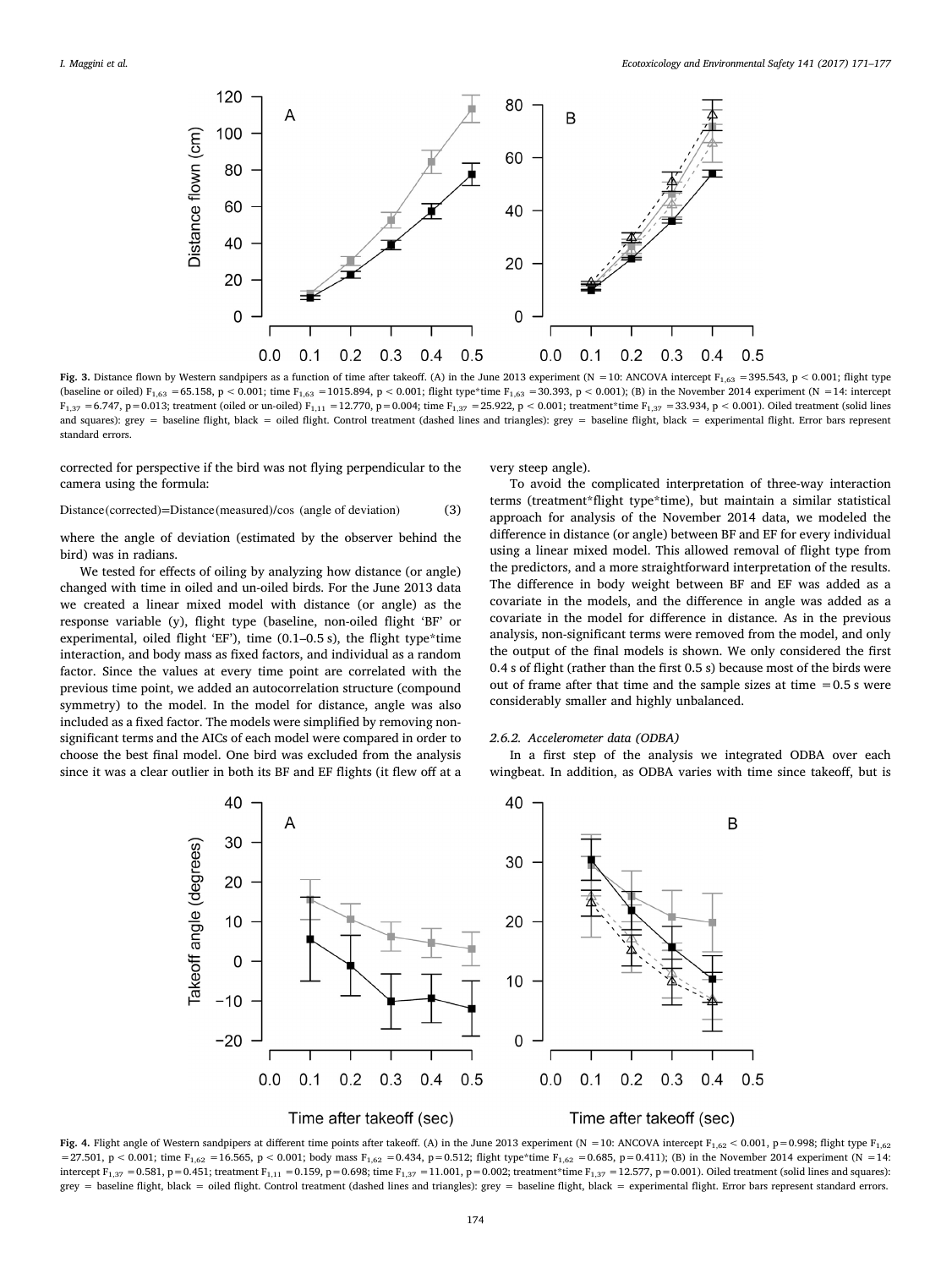A

B

Distance flown (cm)

120
100
80
60
40
20
0

0.0 0.1 0.2 0.3 0.4 0.5

80
60
40
20
0

0.0 0.1 0.2 0.3 0.4 0.5

**Fig. 3.** Distance flown by Western sandpipers as a function of time after takeoff. (A) in the June 2013 experiment (N = 10: ANCOVA intercept $F_{1,63}$ = 395.543, $p < 0.001$; flight type (baseline or oiled) $F_{1,63}$ = 65.158, $p < 0.001$; time $F_{1,63}$ = 1015.894, $p < 0.001$; flight type*time $F_{1,63}$ = 30.393, $p < 0.001$); (B) in the November 2014 experiment (N = 14: intercept $F_{1,37}$ = 6.747, p = 0.013; treatment (oiled or un-oiled) $F_{1,11}$ = 12.770, p = 0.004; time $F_{1,37}$ = 25.922, $p < 0.001$; treatment*time $F_{1,37}$ = 33.934, $p < 0.001$). Oiled treatment (solid lines and squares): grey = baseline flight, black = oiled flight. Control treatment (dashed lines and triangles): grey = baseline flight, black = experimental flight. Error bars represent standard errors.

corrected for perspective if the bird was not flying perpendicular to the camera using the formula:

$$\text{Distance(corrected)} = \text{Distance(measured)}/\cos\ (\text{angle of deviation}) \quad (3)$$

where the angle of deviation (estimated by the observer behind the bird) was in radians.

We tested for effects of oiling by analyzing how distance (or angle) changed with time in oiled and un-oiled birds. For the June 2013 data we created a linear mixed model with distance (or angle) as the response variable (y), flight type (baseline, non-oiled flight 'BF' or experimental, oiled flight 'EF'), time (0.1–0.5 s), the flight type*time interaction, and body mass as fixed factors, and individual as a random factor. Since the values at every time point are correlated with the previous time point, we added an autocorrelation structure (compound symmetry) to the model. In the model for distance, angle was also included as a fixed factor. The models were simplified by removing non-significant terms and the AICs of each model were compared in order to choose the best final model. One bird was excluded from the analysis since it was a clear outlier in both its BF and EF flights (it flew off at a very steep angle).

To avoid the complicated interpretation of three-way interaction terms (treatment*flight type*time), but maintain a similar statistical approach for analysis of the November 2014 data, we modeled the difference in distance (or angle) between BF and EF for every individual using a linear mixed model. This allowed removal of flight type from the predictors, and a more straightforward interpretation of the results. The difference in body weight between BF and EF was added as a covariate in the models, and the difference in angle was added as a covariate in the model for difference in distance. As in the previous analysis, non-significant terms were removed from the model, and only the output of the final models is shown. We only considered the first 0.4 s of flight (rather than the first 0.5 s) because most of the birds were out of frame after that time and the sample sizes at time = 0.5 s were considerably smaller and highly unbalanced.

*2.6.2. Accelerometer data (ODBA)*

In a first step of the analysis we integrated ODBA over each wingbeat. In addition, as ODBA varies with time since takeoff, but is

A

B

Takeoff angle (degrees)

40
30
20
10
0
−10
−20

0.0 0.1 0.2 0.3 0.4 0.5

40
30
20
10
0

0.0 0.1 0.2 0.3 0.4 0.5

Time after takeoff (sec)

Time after takeoff (sec)

**Fig. 4.** Flight angle of Western sandpipers at different time points after takeoff. (A) in the June 2013 experiment (N = 10: ANCOVA intercept $F_{1,62} < 0.001$, p = 0.998; flight type $F_{1,62}$ = 27.501, $p < 0.001$; time $F_{1,62}$ = 16.565, $p < 0.001$; body mass $F_{1,62}$ = 0.434, p = 0.512; flight type*time $F_{1,62}$ = 0.685, p = 0.411); (B) in the November 2014 experiment (N = 14: intercept $F_{1,37}$ = 0.581, p = 0.451; treatment $F_{1,11}$ = 0.159, p = 0.698; time $F_{1,37}$ = 11.001, p = 0.002; treatment*time $F_{1,37}$ = 12.577, p = 0.001). Oiled treatment (solid lines and squares): grey = baseline flight, black = oiled flight. Control treatment (dashed lines and triangles): grey = baseline flight, black = experimental flight. Error bars represent standard errors.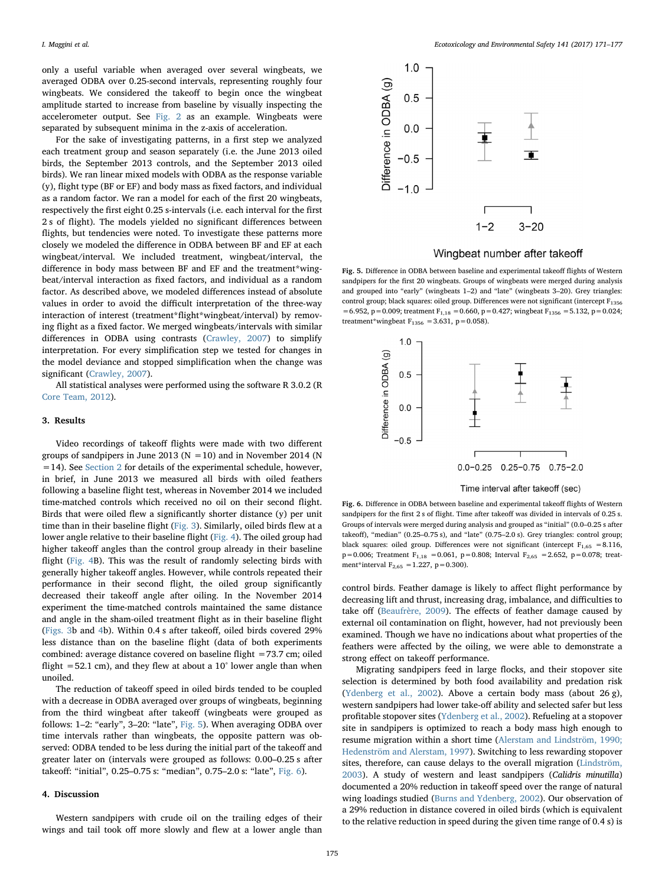only a useful variable when averaged over several wingbeats, we averaged ODBA over 0.25-second intervals, representing roughly four wingbeats. We considered the takeoff to begin once the wingbeat amplitude started to increase from baseline by visually inspecting the accelerometer output. See Fig. 2 as an example. Wingbeats were separated by subsequent minima in the z-axis of acceleration.

For the sake of investigating patterns, in a first step we analyzed each treatment group and season separately (i.e. the June 2013 oiled birds, the September 2013 controls, and the September 2013 oiled birds). We ran linear mixed models with ODBA as the response variable (y), flight type (BF or EF) and body mass as fixed factors, and individual as a random factor. We ran a model for each of the first 20 wingbeats, respectively the first eight 0.25 s-intervals (i.e. each interval for the first 2 s of flight). The models yielded no significant differences between flights, but tendencies were noted. To investigate these patterns more closely we modeled the difference in ODBA between BF and EF at each wingbeat/interval. We included treatment, wingbeat/interval, the difference in body mass between BF and EF and the treatment*wingbeat/interval interaction as fixed factors, and individual as a random factor. As described above, we modeled differences instead of absolute values in order to avoid the difficult interpretation of the three-way interaction of interest (treatment*flight*wingbeat/interval) by removing flight as a fixed factor. We merged wingbeats/intervals with similar differences in ODBA using contrasts (Crawley, 2007) to simplify interpretation. For every simplification step we tested for changes in the model deviance and stopped simplification when the change was significant (Crawley, 2007).

All statistical analyses were performed using the software R 3.0.2 (R Core Team, 2012).

## 3. Results

Video recordings of takeoff flights were made with two different groups of sandpipers in June 2013 (N = 10) and in November 2014 (N = 14). See Section 2 for details of the experimental schedule, however, in brief, in June 2013 we measured all birds with oiled feathers following a baseline flight test, whereas in November 2014 we included time-matched controls which received no oil on their second flight. Birds that were oiled flew a significantly shorter distance (y) per unit time than in their baseline flight (Fig. 3). Similarly, oiled birds flew at a lower angle relative to their baseline flight (Fig. 4). The oiled group had higher takeoff angles than the control group already in their baseline flight (Fig. 4B). This was the result of randomly selecting birds with generally higher takeoff angles. However, while controls repeated their performance in their second flight, the oiled group significantly decreased their takeoff angle after oiling. In the November 2014 experiment the time-matched controls maintained the same distance and angle in the sham-oiled treatment flight as in their baseline flight (Figs. 3b and 4b). Within 0.4 s after takeoff, oiled birds covered 29% less distance than on the baseline flight (data of both experiments combined: average distance covered on baseline flight = 73.7 cm; oiled flight = 52.1 cm), and they flew at about a 10° lower angle than when unoiled.

The reduction of takeoff speed in oiled birds tended to be coupled with a decrease in ODBA averaged over groups of wingbeats, beginning from the third wingbeat after takeoff (wingbeats were grouped as follows: 1–2: "early", 3–20: "late", Fig. 5). When averaging ODBA over time intervals rather than wingbeats, the opposite pattern was observed: ODBA tended to be less during the initial part of the takeoff and greater later on (intervals were grouped as follows: 0.00–0.25 s after takeoff: "initial", 0.25–0.75 s: "median", 0.75–2.0 s: "late", Fig. 6).

**Fig. 5.** Difference in ODBA between baseline and experimental takeoff flights of Western sandpipers for the first 20 wingbeats. Groups of wingbeats were merged during analysis and grouped into "early" (wingbeats 1–2) and "late" (wingbeats 3–20). Grey triangles: control group; black squares: oiled group. Differences were not significant (intercept $F_{1356}$ = 6.952, p = 0.009; treatment $F_{1,18}$ = 0.660, p = 0.427; wingbeat $F_{1356}$ = 5.132, p = 0.024; treatment*wingbeat $F_{1356}$ = 3.631, p = 0.058).

**Fig. 6.** Difference in ODBA between baseline and experimental takeoff flights of Western sandpipers for the first 2 s of flight. Time after takeoff was divided in intervals of 0.25 s. Groups of intervals were merged during analysis and grouped as "initial" (0.0–0.25 s after takeoff), "median" (0.25–0.75 s), and "late" (0.75–2.0 s). Grey triangles: control group; black squares: oiled group. Differences were not significant (intercept $F_{1,65}$ = 8.116, p = 0.006; Treatment $F_{1,18}$ = 0.061, p = 0.808; Interval $F_{2,65}$ = 2.652, p = 0.078; treatment*interval $F_{2,65}$ = 1.227, p = 0.300).

## 4. Discussion

Western sandpipers with crude oil on the trailing edges of their wings and tail took off more slowly and flew at a lower angle than control birds. Feather damage is likely to affect flight performance by decreasing lift and thrust, increasing drag, imbalance, and difficulties to take off (Beaufrère, 2009). The effects of feather damage caused by external oil contamination on flight, however, had not previously been examined. Though we have no indications about what properties of the feathers were affected by the oiling, we were able to demonstrate a strong effect on takeoff performance.

Migrating sandpipers feed in large flocks, and their stopover site selection is determined by both food availability and predation risk (Ydenberg et al., 2002). Above a certain body mass (about 26 g), western sandpipers had lower take-off ability and selected safer but less profitable stopover sites (Ydenberg et al., 2002). Refueling at a stopover site in sandpipers is optimized to reach a body mass high enough to resume migration within a short time (Alerstam and Lindström, 1990; Hedenström and Alerstam, 1997). Switching to less rewarding stopover sites, therefore, can cause delays to the overall migration (Lindström, 2003). A study of western and least sandpipers (*Calidris minutilla*) documented a 20% reduction in takeoff speed over the range of natural wing loadings studied (Burns and Ydenberg, 2002). Our observation of a 29% reduction in distance covered in oiled birds (which is equivalent to the relative reduction in speed during the given time range of 0.4 s) is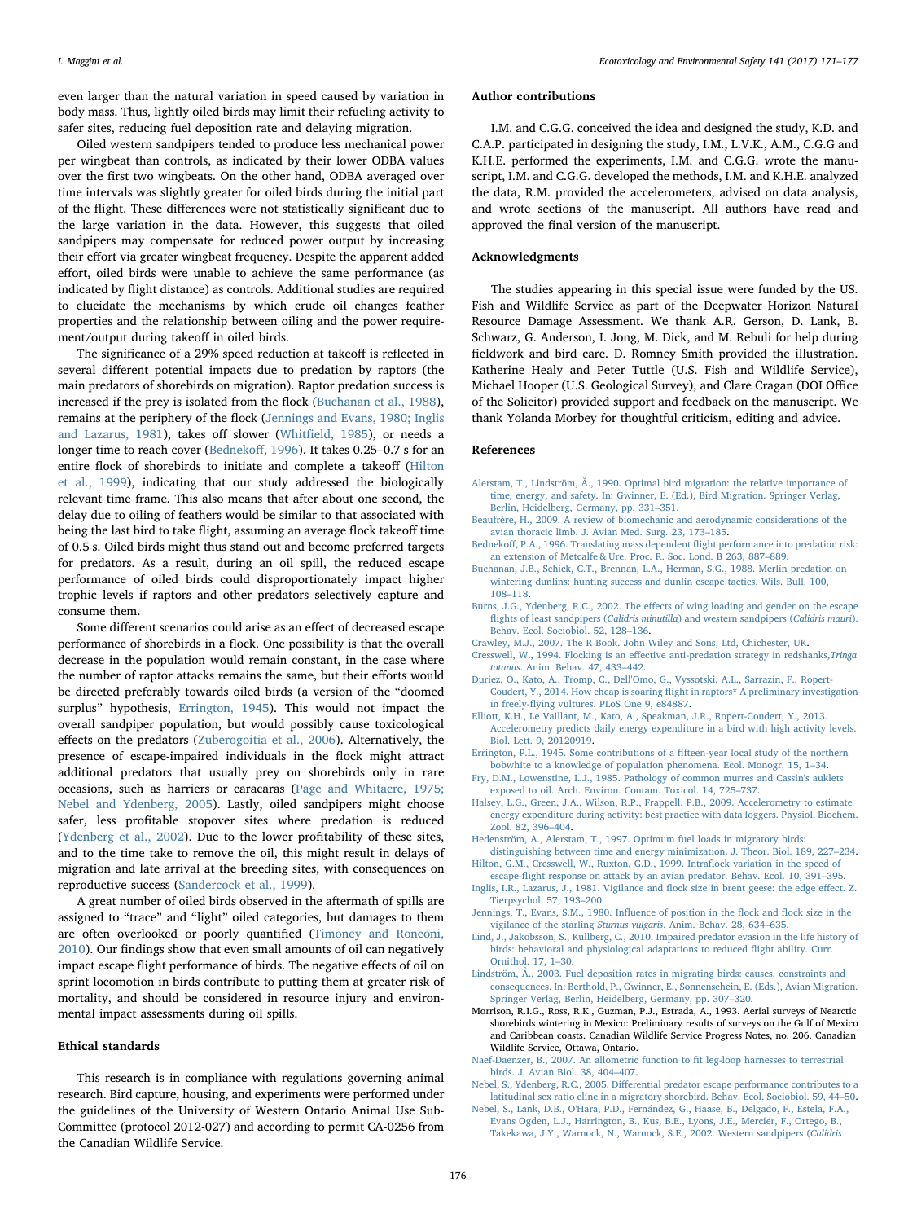even larger than the natural variation in speed caused by variation in body mass. Thus, lightly oiled birds may limit their refueling activity to safer sites, reducing fuel deposition rate and delaying migration.

Oiled western sandpipers tended to produce less mechanical power per wingbeat than controls, as indicated by their lower ODBA values over the first two wingbeats. On the other hand, ODBA averaged over time intervals was slightly greater for oiled birds during the initial part of the flight. These differences were not statistically significant due to the large variation in the data. However, this suggests that oiled sandpipers may compensate for reduced power output by increasing their effort via greater wingbeat frequency. Despite the apparent added effort, oiled birds were unable to achieve the same performance (as indicated by flight distance) as controls. Additional studies are required to elucidate the mechanisms by which crude oil changes feather properties and the relationship between oiling and the power requirement/output during takeoff in oiled birds.

The significance of a 29% speed reduction at takeoff is reflected in several different potential impacts due to predation by raptors (the main predators of shorebirds on migration). Raptor predation success is increased if the prey is isolated from the flock (Buchanan et al., 1988), remains at the periphery of the flock (Jennings and Evans, 1980; Inglis and Lazarus, 1981), takes off slower (Whitfield, 1985), or needs a longer time to reach cover (Bednekoff, 1996). It takes 0.25–0.7 s for an entire flock of shorebirds to initiate and complete a takeoff (Hilton et al., 1999), indicating that our study addressed the biologically relevant time frame. This also means that after about one second, the delay due to oiling of feathers would be similar to that associated with being the last bird to take flight, assuming an average flock takeoff time of 0.5 s. Oiled birds might thus stand out and become preferred targets for predators. As a result, during an oil spill, the reduced escape performance of oiled birds could disproportionately impact higher trophic levels if raptors and other predators selectively capture and consume them.

Some different scenarios could arise as an effect of decreased escape performance of shorebirds in a flock. One possibility is that the overall decrease in the population would remain constant, in the case where the number of raptor attacks remains the same, but their efforts would be directed preferably towards oiled birds (a version of the "doomed surplus" hypothesis, Errington, 1945). This would not impact the overall sandpiper population, but would possibly cause toxicological effects on the predators (Zuberogoitia et al., 2006). Alternatively, the presence of escape-impaired individuals in the flock might attract additional predators that usually prey on shorebirds only in rare occasions, such as harriers or caracaras (Page and Whitacre, 1975; Nebel and Ydenberg, 2005). Lastly, oiled sandpipers might choose safer, less profitable stopover sites where predation is reduced (Ydenberg et al., 2002). Due to the lower profitability of these sites, and to the time take to remove the oil, this might result in delays of migration and late arrival at the breeding sites, with consequences on reproductive success (Sandercock et al., 1999).

A great number of oiled birds observed in the aftermath of spills are assigned to "trace" and "light" oiled categories, but damages to them are often overlooked or poorly quantified (Timoney and Ronconi, 2010). Our findings show that even small amounts of oil can negatively impact escape flight performance of birds. The negative effects of oil on sprint locomotion in birds contribute to putting them at greater risk of mortality, and should be considered in resource injury and environmental impact assessments during oil spills.

## Ethical standards

This research is in compliance with regulations governing animal research. Bird capture, housing, and experiments were performed under the guidelines of the University of Western Ontario Animal Use Sub-Committee (protocol 2012-027) and according to permit CA-0256 from the Canadian Wildlife Service.

## Author contributions

I.M. and C.G.G. conceived the idea and designed the study, K.D. and C.A.P. participated in designing the study, I.M., L.V.K., A.M., C.G.G and K.H.E. performed the experiments, I.M. and C.G.G. wrote the manuscript, I.M. and C.G.G. developed the methods, I.M. and K.H.E. analyzed the data, R.M. provided the accelerometers, advised on data analysis, and wrote sections of the manuscript. All authors have read and approved the final version of the manuscript.

## Acknowledgments

The studies appearing in this special issue were funded by the US. Fish and Wildlife Service as part of the Deepwater Horizon Natural Resource Damage Assessment. We thank A.R. Gerson, D. Lank, B. Schwarz, G. Anderson, I. Jong, M. Dick, and M. Rebuli for help during fieldwork and bird care. D. Romney Smith provided the illustration. Katherine Healy and Peter Tuttle (U.S. Fish and Wildlife Service), Michael Hooper (U.S. Geological Survey), and Clare Cragan (DOI Office of the Solicitor) provided support and feedback on the manuscript. We thank Yolanda Morbey for thoughtful criticism, editing and advice.

## References

Alerstam, T., Lindström, Å., 1990. Optimal bird migration: the relative importance of time, energy, and safety. In: Gwinner, E. (Ed.), Bird Migration. Springer Verlag, Berlin, Heidelberg, Germany, pp. 331–351.

Beaufrère, H., 2009. A review of biomechanic and aerodynamic considerations of the avian thoracic limb. J. Avian Med. Surg. 23, 173–185.

Bednekoff, P.A., 1996. Translating mass dependent flight performance into predation risk: an extension of Metcalfe & Ure. Proc. R. Soc. Lond. B 263, 887–889.

Buchanan, J.B., Schick, C.T., Brennan, L.A., Herman, S.G., 1988. Merlin predation on wintering dunlins: hunting success and dunlin escape tactics. Wils. Bull. 100, 108–118.

Burns, J.G., Ydenberg, R.C., 2002. The effects of wing loading and gender on the escape flights of least sandpipers (*Calidris minutilla*) and western sandpipers (*Calidris mauri*). Behav. Ecol. Sociobiol. 52, 128–136.

Crawley, M.J., 2007. The R Book. John Wiley and Sons, Ltd, Chichester, UK.

Cresswell, W., 1994. Flocking is an effective anti-predation strategy in redshanks,*Tringa totanus*. Anim. Behav. 47, 433–442.

Duriez, O., Kato, A., Tromp, C., Dell'Omo, G., Vyssotski, A.L., Sarrazin, F., Ropert-Coudert, Y., 2014. How cheap is soaring flight in raptors? A preliminary investigation in freely-flying vultures. PLoS One 9, e84887.

Elliott, K.H., Le Vaillant, M., Kato, A., Speakman, J.R., Ropert-Coudert, Y., 2013. Accelerometry predicts daily energy expenditure in a bird with high activity levels. Biol. Lett. 9, 20120919.

Errington, P.L., 1945. Some contributions of a fifteen-year local study of the northern bobwhite to a knowledge of population phenomena. Ecol. Monogr. 15, 1–34.

Fry, D.M., Lowenstine, L.J., 1985. Pathology of common murres and Cassin's auklets exposed to oil. Arch. Environ. Contam. Toxicol. 14, 725–737.

Halsey, L.G., Green, J.A., Wilson, R.P., Frappell, P.B., 2009. Accelerometry to estimate energy expenditure during activity: best practice with data loggers. Physiol. Biochem. Zool. 82, 396–404.

Hedenström, A., Alerstam, T., 1997. Optimum fuel loads in migratory birds: distinguishing between time and energy minimization. J. Theor. Biol. 189, 227–234.

Hilton, G.M., Cresswell, W., Ruxton, G.D., 1999. Intraflock variation in the speed of escape-flight response on attack by an avian predator. Behav. Ecol. 10, 391–395.

Inglis, I.R., Lazarus, J., 1981. Vigilance and flock size in brent geese: the edge effect. Z. Tierpsychol. 57, 193–200.

Jennings, T., Evans, S.M., 1980. Influence of position in the flock and flock size in the vigilance of the starling *Sturnus vulgaris*. Anim. Behav. 28, 634–635.

Lind, J., Jakobsson, S., Kullberg, C., 2010. Impaired predator evasion in the life history of birds: behavioral and physiological adaptations to reduced flight ability. Curr. Ornithol. 17, 1–30.

Lindström, Å., 2003. Fuel deposition rates in migrating birds: causes, constraints and consequences. In: Berthold, P., Gwinner, E., Sonnenschein, E. (Eds.), Avian Migration. Springer Verlag, Berlin, Heidelberg, Germany, pp. 307–320.

Morrison, R.I.G., Ross, R.K., Guzman, P.J., Estrada, A., 1993. Aerial surveys of Nearctic shorebirds wintering in Mexico: Preliminary results of surveys on the Gulf of Mexico and Caribbean coasts. Canadian Wildlife Service Progress Notes, no. 206. Canadian Wildlife Service, Ottawa, Ontario.

Naef-Daenzer, B., 2007. An allometric function to fit leg-loop harnesses to terrestrial birds. J. Avian Biol. 38, 404–407.

Nebel, S., Ydenberg, R.C., 2005. Differential predator escape performance contributes to a latitudinal sex ratio cline in a migratory shorebird. Behav. Ecol. Sociobiol. 59, 44–50.

Nebel, S., Lank, D.B., O'Hara, P.D., Fernández, G., Haase, B., Delgado, F., Estela, F.A., Evans Ogden, L.J., Harrington, B., Kus, B.E., Lyons, J.E., Mercier, F., Ortego, B., Takekawa, J.Y., Warnock, N., Warnock, S.E., 2002. Western sandpipers (*Calidris*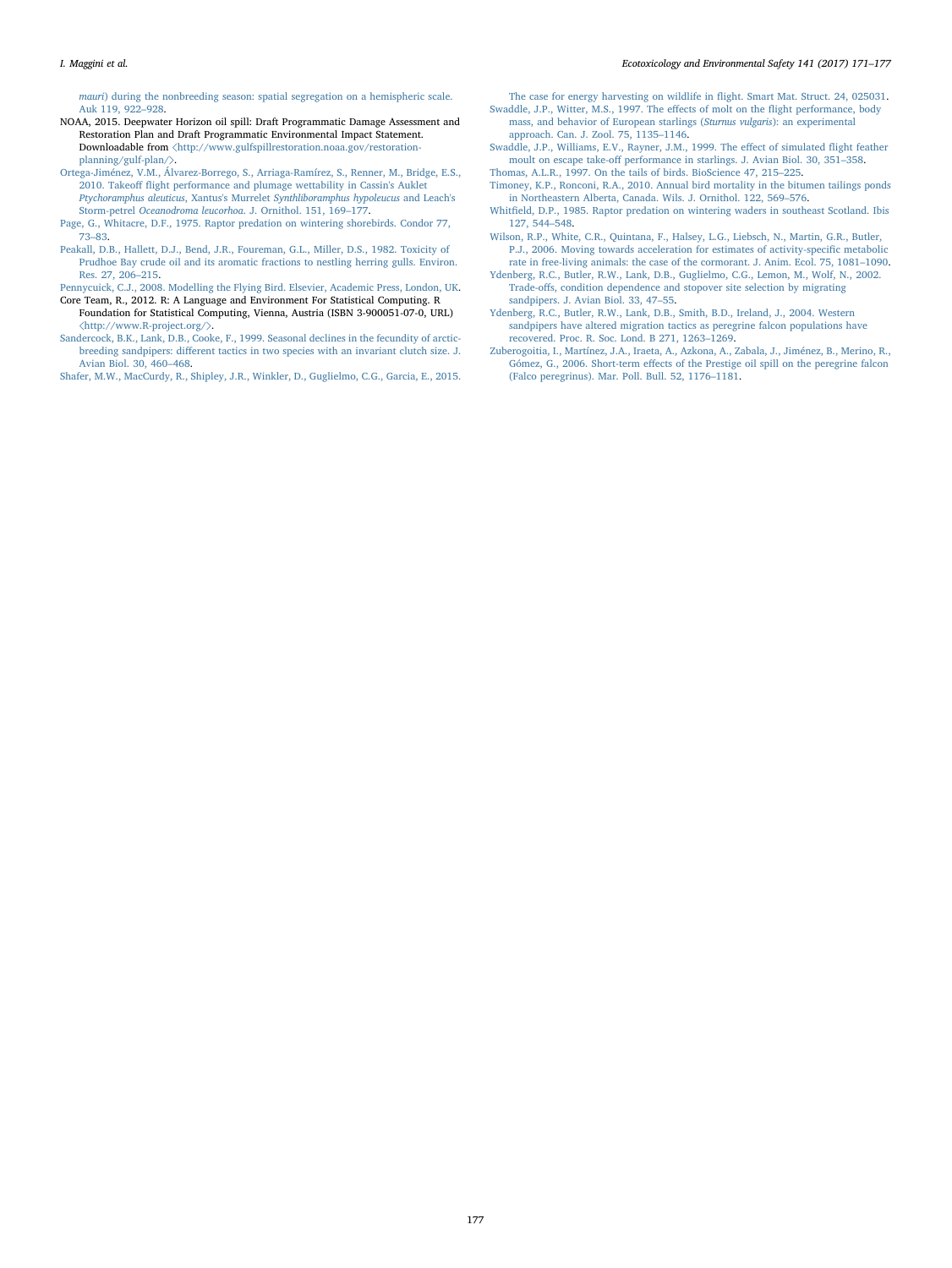*mauri*) during the nonbreeding season: spatial segregation on a hemispheric scale. Auk 119, 922–928.

NOAA, 2015. Deepwater Horizon oil spill: Draft Programmatic Damage Assessment and Restoration Plan and Draft Programmatic Environmental Impact Statement. Downloadable from 〈http://www.gulfspillrestoration.noaa.gov/restoration-planning/gulf-plan/〉.

Ortega-Jiménez, V.M., Álvarez-Borrego, S., Arriaga-Ramírez, S., Renner, M., Bridge, E.S., 2010. Takeoff flight performance and plumage wettability in Cassin's Auklet *Ptychoramphus aleuticus*, Xantus's Murrelet *Synthliboramphus hypoleucus* and Leach's Storm-petrel *Oceanodroma leucorhoa*. J. Ornithol. 151, 169–177.

Page, G., Whitacre, D.F., 1975. Raptor predation on wintering shorebirds. Condor 77, 73–83.

Peakall, D.B., Hallett, D.J., Bend, J.R., Foureman, G.L., Miller, D.S., 1982. Toxicity of Prudhoe Bay crude oil and its aromatic fractions to nestling herring gulls. Environ. Res. 27, 206–215.

Pennycuick, C.J., 2008. Modelling the Flying Bird. Elsevier, Academic Press, London, UK.

Core Team, R., 2012. R: A Language and Environment For Statistical Computing. R Foundation for Statistical Computing, Vienna, Austria (ISBN 3-900051-07-0, URL) 〈http://www.R-project.org/〉.

Sandercock, B.K., Lank, D.B., Cooke, F., 1999. Seasonal declines in the fecundity of arctic-breeding sandpipers: different tactics in two species with an invariant clutch size. J. Avian Biol. 30, 460–468.

Shafer, M.W., MacCurdy, R., Shipley, J.R., Winkler, D., Guglielmo, C.G., Garcia, E., 2015. The case for energy harvesting on wildlife in flight. Smart Mat. Struct. 24, 025031.

Swaddle, J.P., Witter, M.S., 1997. The effects of molt on the flight performance, body mass, and behavior of European starlings (*Sturnus vulgaris*): an experimental approach. Can. J. Zool. 75, 1135–1146.

Swaddle, J.P., Williams, E.V., Rayner, J.M., 1999. The effect of simulated flight feather moult on escape take-off performance in starlings. J. Avian Biol. 30, 351–358.

Thomas, A.L.R., 1997. On the tails of birds. BioScience 47, 215–225.

Timoney, K.P., Ronconi, R.A., 2010. Annual bird mortality in the bitumen tailings ponds in Northeastern Alberta, Canada. Wils. J. Ornithol. 122, 569–576.

Whitfield, D.P., 1985. Raptor predation on wintering waders in southeast Scotland. Ibis 127, 544–548.

Wilson, R.P., White, C.R., Quintana, F., Halsey, L.G., Liebsch, N., Martin, G.R., Butler, P.J., 2006. Moving towards acceleration for estimates of activity-specific metabolic rate in free-living animals: the case of the cormorant. J. Anim. Ecol. 75, 1081–1090.

Ydenberg, R.C., Butler, R.W., Lank, D.B., Guglielmo, C.G., Lemon, M., Wolf, N., 2002. Trade-offs, condition dependence and stopover site selection by migrating sandpipers. J. Avian Biol. 33, 47–55.

Ydenberg, R.C., Butler, R.W., Lank, D.B., Smith, B.D., Ireland, J., 2004. Western sandpipers have altered migration tactics as peregrine falcon populations have recovered. Proc. R. Soc. Lond. B 271, 1263–1269.

Zuberogoitia, I., Martínez, J.A., Iraeta, A., Azkona, A., Zabala, J., Jiménez, B., Merino, R., Gómez, G., 2006. Short-term effects of the Prestige oil spill on the peregrine falcon (Falco peregrinus). Mar. Poll. Bull. 52, 1176–1181.